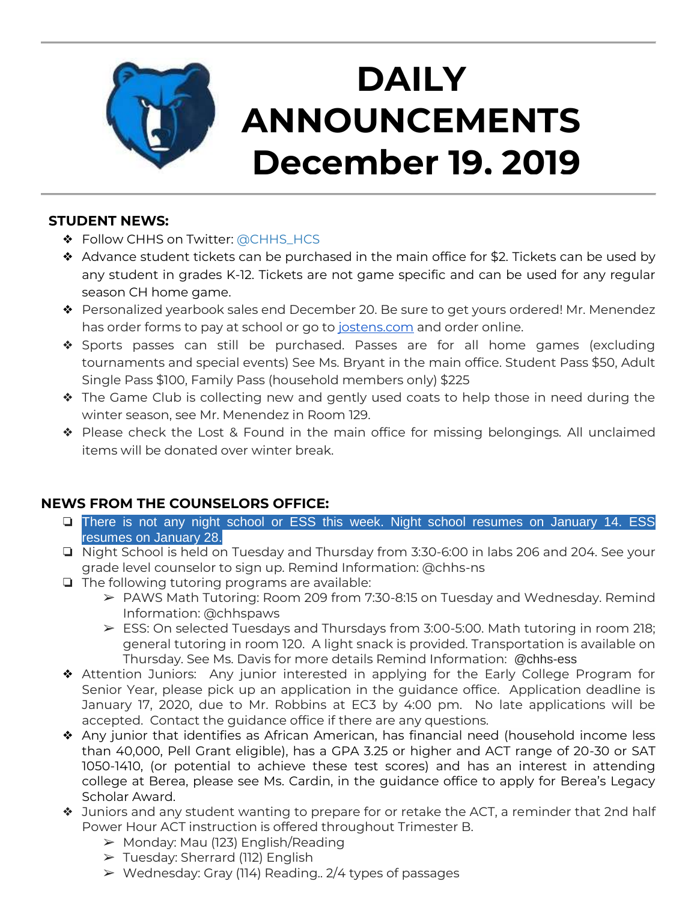# DAILY ANNOUNCEMENTS December 19. 2019

**STUDENT NEWS:**

- Follow CHHS on Twitter: @CHHS_HCS
- Advance student tickets can be purchased in the main office for $2. Tickets can be used by any student in grades K-12. Tickets are not game specific and can be used for any regular season CH home game.
- Personalized yearbook sales end December 20. Be sure to get yours ordered! Mr. Menendez has order forms to pay at school or go to jostens.com and order online.
- Sports passes can still be purchased. Passes are for all home games (excluding tournaments and special events) See Ms. Bryant in the main office. Student Pass $50, Adult Single Pass $100, Family Pass (household members only) $225
- The Game Club is collecting new and gently used coats to help those in need during the winter season, see Mr. Menendez in Room 129.
- Please check the Lost & Found in the main office for missing belongings. All unclaimed items will be donated over winter break.

**NEWS FROM THE COUNSELORS OFFICE:**

- There is not any night school or ESS this week. Night school resumes on January 14. ESS resumes on January 28.
- Night School is held on Tuesday and Thursday from 3:30-6:00 in labs 206 and 204. See your grade level counselor to sign up. Remind Information: @chhs-ns
- The following tutoring programs are available:
  - PAWS Math Tutoring: Room 209 from 7:30-8:15 on Tuesday and Wednesday. Remind Information: @chhspaws
  - ESS: On selected Tuesdays and Thursdays from 3:00-5:00. Math tutoring in room 218; general tutoring in room 120. A light snack is provided. Transportation is available on Thursday. See Ms. Davis for more details Remind Information: @chhs-ess
- Attention Juniors: Any junior interested in applying for the Early College Program for Senior Year, please pick up an application in the guidance office. Application deadline is January 17, 2020, due to Mr. Robbins at EC3 by 4:00 pm. No late applications will be accepted. Contact the guidance office if there are any questions.
- Any junior that identifies as African American, has financial need (household income less than 40,000, Pell Grant eligible), has a GPA 3.25 or higher and ACT range of 20-30 or SAT 1050-1410, (or potential to achieve these test scores) and has an interest in attending college at Berea, please see Ms. Cardin, in the guidance office to apply for Berea's Legacy Scholar Award.
- Juniors and any student wanting to prepare for or retake the ACT, a reminder that 2nd half Power Hour ACT instruction is offered throughout Trimester B.
  - Monday: Mau (123) English/Reading
  - Tuesday: Sherrard (112) English
  - Wednesday: Gray (114) Reading.. 2/4 types of passages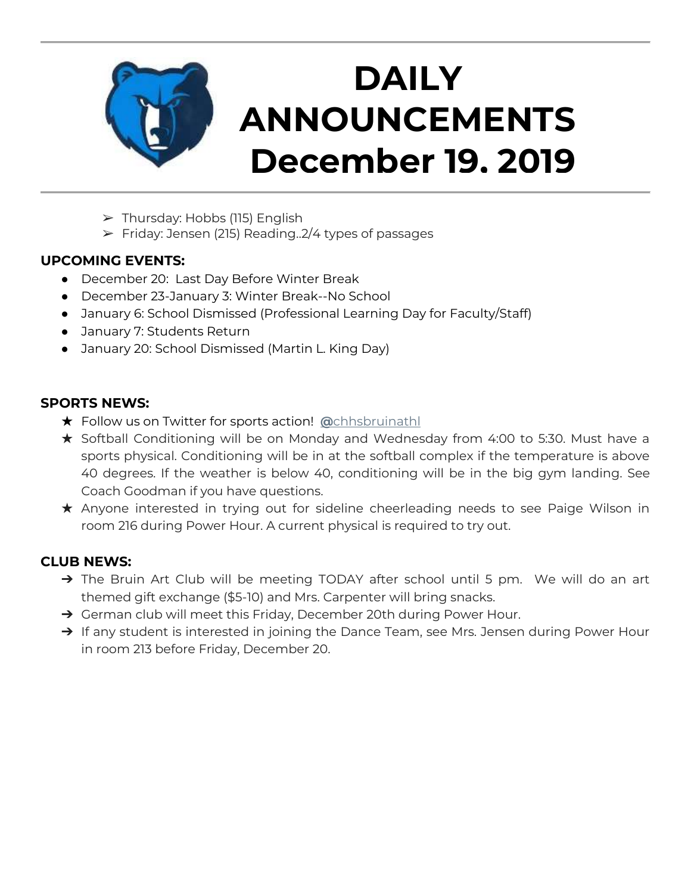# DAILY ANNOUNCEMENTS December 19. 2019

- ➢ Thursday: Hobbs (115) English
- ➢ Friday: Jensen (215) Reading..2/4 types of passages

**UPCOMING EVENTS:**

- December 20: Last Day Before Winter Break
- December 23-January 3: Winter Break--No School
- January 6: School Dismissed (Professional Learning Day for Faculty/Staff)
- January 7: Students Return
- January 20: School Dismissed (Martin L. King Day)

**SPORTS NEWS:**

- ★ Follow us on Twitter for sports action! @chhsbruinathl
- ★ Softball Conditioning will be on Monday and Wednesday from 4:00 to 5:30. Must have a sports physical. Conditioning will be in at the softball complex if the temperature is above 40 degrees. If the weather is below 40, conditioning will be in the big gym landing. See Coach Goodman if you have questions.
- ★ Anyone interested in trying out for sideline cheerleading needs to see Paige Wilson in room 216 during Power Hour. A current physical is required to try out.

**CLUB NEWS:**

- ➔ The Bruin Art Club will be meeting TODAY after school until 5 pm. We will do an art themed gift exchange ($5-10) and Mrs. Carpenter will bring snacks.
- ➔ German club will meet this Friday, December 20th during Power Hour.
- ➔ If any student is interested in joining the Dance Team, see Mrs. Jensen during Power Hour in room 213 before Friday, December 20.